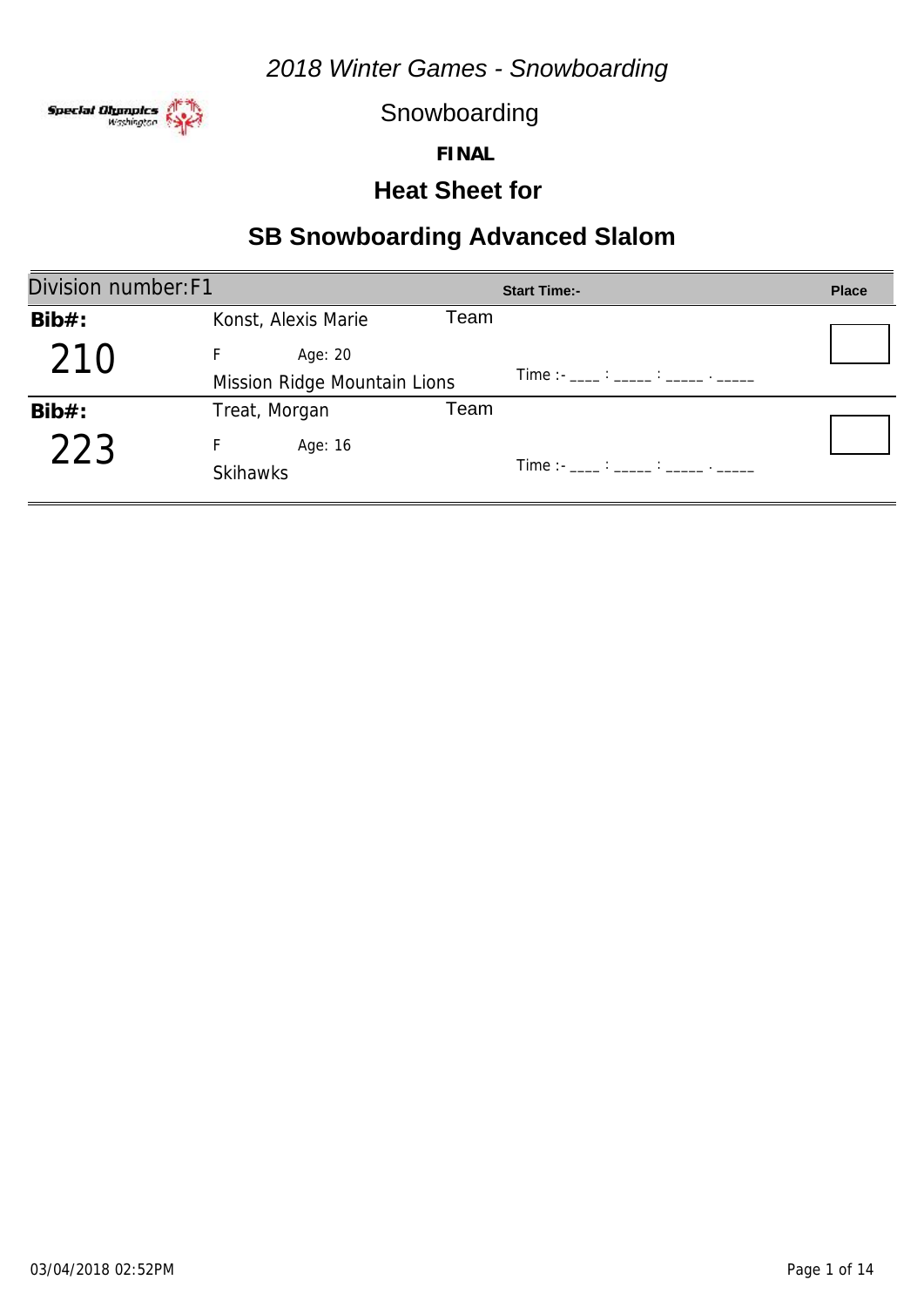*2018 Winter Games - Snowboarding*

Snowboarding

**FINAL**

## Heat Sheet for

# SB Snowboarding Advanced Slalom

| Division number: F1 | | Start Time:- | Place |
|---|---|---|---|
| **Bib#:** 210 | Konst, Alexis Marie<br>F Age: 20<br>Team: Mission Ridge Mountain Lions | Time :- ____ : _____ : _____ . _____ | |
| **Bib#:** 223 | Treat, Morgan<br>F Age: 16<br>Team: Skihawks | Time :- ____ : _____ : _____ . _____ | |

03/04/2018 02:52PM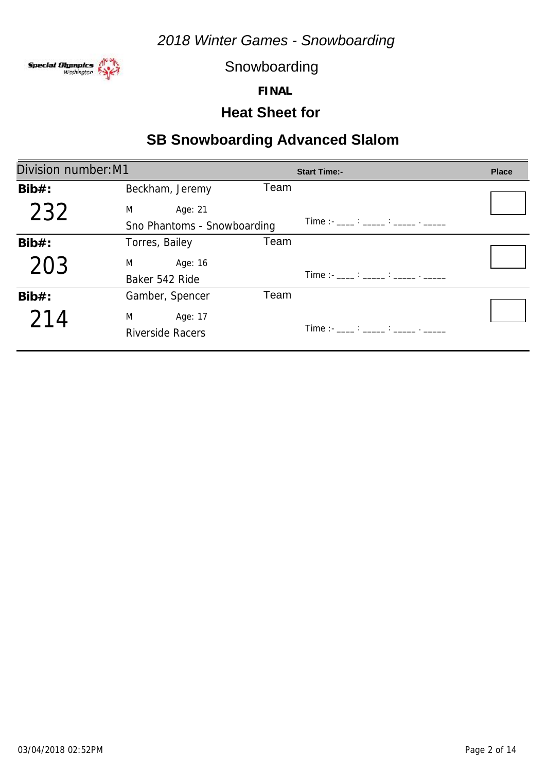*2018 Winter Games - Snowboarding*

Special Olympics Washington

Snowboarding

**FINAL**

## Heat Sheet for

# SB Snowboarding Advanced Slalom

| Division number: M1 | | | Start Time:- | Place |
|---|---|---|---|---|
| **Bib#:** 232 | Beckham, Jeremy<br>M Age: 21<br>Sno Phantoms - Snowboarding | Team | Time :- ____ : _____ : _____ . _____ | |
| **Bib#:** 203 | Torres, Bailey<br>M Age: 16<br>Baker 542 Ride | Team | Time :- ____ : _____ : _____ . _____ | |
| **Bib#:** 214 | Gamber, Spencer<br>M Age: 17<br>Riverside Racers | Team | Time :- ____ : _____ : _____ . _____ | |

03/04/2018 02:52PM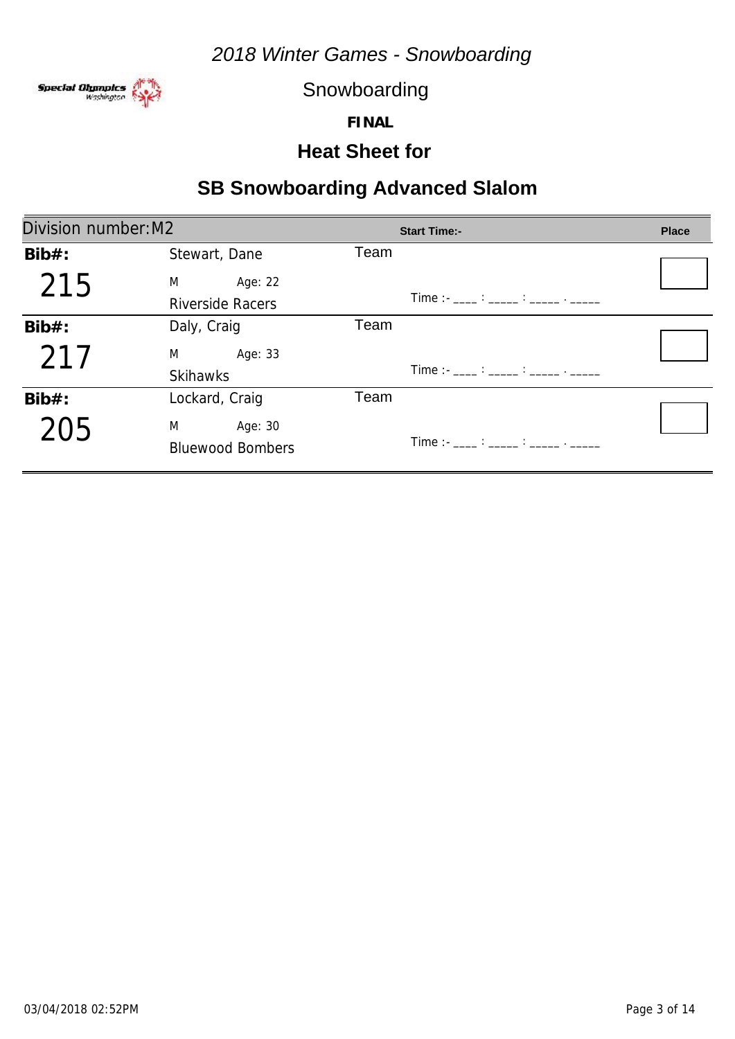*2018 Winter Games - Snowboarding*

Snowboarding

**FINAL**

## Heat Sheet for

## SB Snowboarding Advanced Slalom

| Division number: M2 | | | Start Time:- | Place |
|---|---|---|---|---|
| **Bib#:** 215 | Stewart, Dane<br>M Age: 22<br>Riverside Racers | Team | Time :- ____ : _____ : _____ . _____ | |
| **Bib#:** 217 | Daly, Craig<br>M Age: 33<br>Skihawks | Team | Time :- ____ : _____ : _____ . _____ | |
| **Bib#:** 205 | Lockard, Craig<br>M Age: 30<br>Bluewood Bombers | Team | Time :- ____ : _____ : _____ . _____ | |

03/04/2018 02:52PM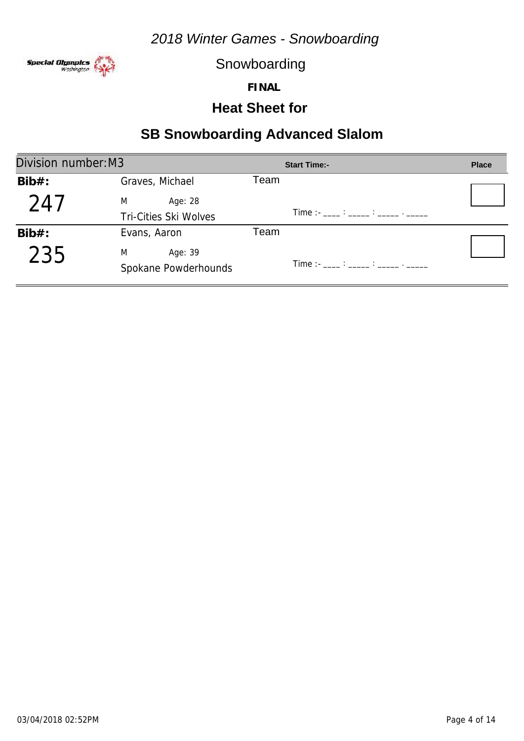*2018 Winter Games - Snowboarding*

Snowboarding

**FINAL**

## Heat Sheet for

## SB Snowboarding Advanced Slalom

| Division number: M3 | | | Start Time:- | Place |
|---|---|---|---|---|
| **Bib#:** 247 | Graves, Michael<br>M Age: 28<br>Tri-Cities Ski Wolves | Team | Time :- ____ : _____ : _____ . _____ | |
| **Bib#:** 235 | Evans, Aaron<br>M Age: 39<br>Spokane Powderhounds | Team | Time :- ____ : _____ : _____ . _____ | |

03/04/2018 02:52PM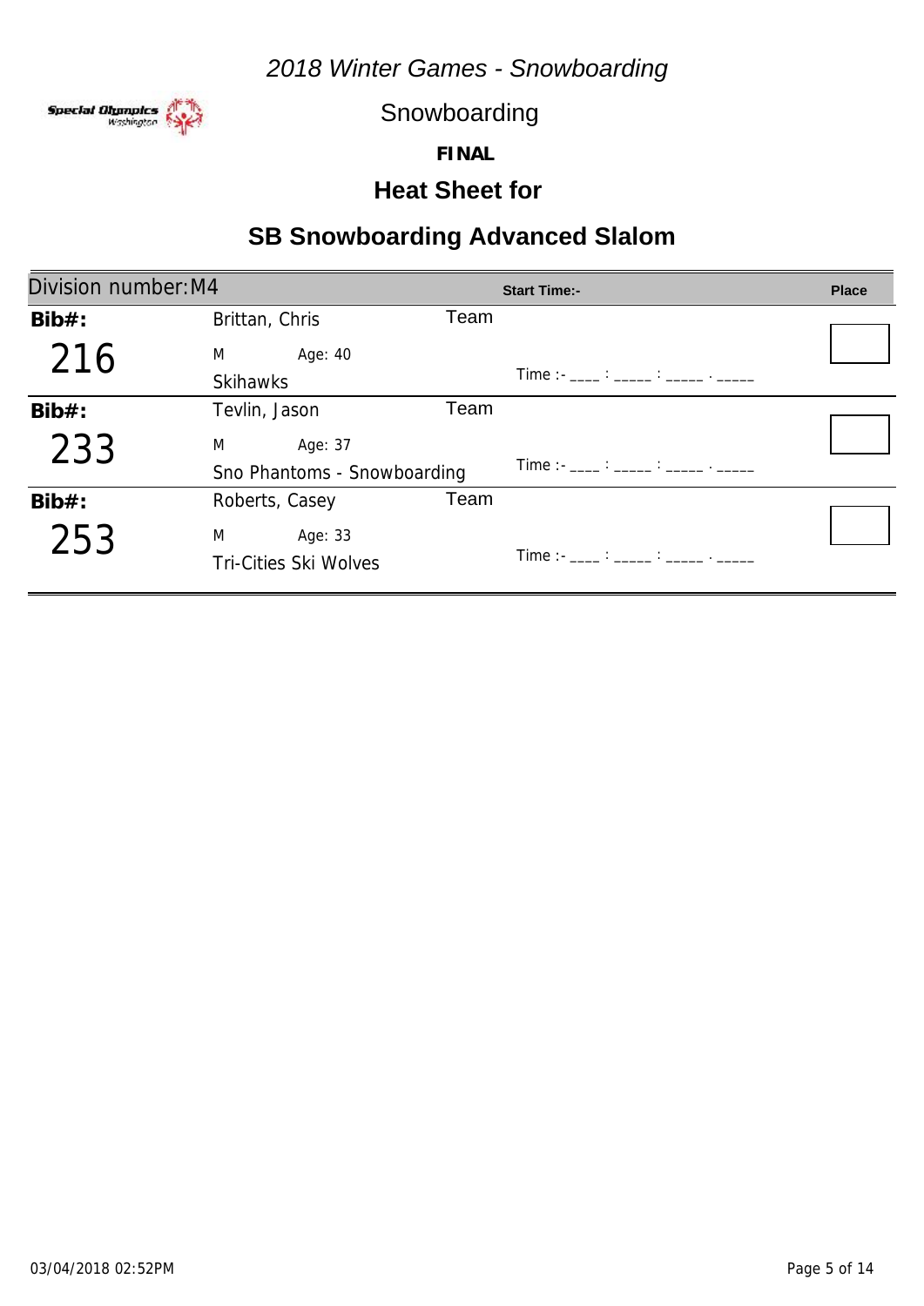*2018 Winter Games - Snowboarding*

Snowboarding

**FINAL**

## Heat Sheet for

## SB Snowboarding Advanced Slalom

| Division number: M4 | | | Start Time:- | Place |
|---|---|---|---|---|
| **Bib#:** 216 | Brittan, Chris<br>M Age: 40<br>Skihawks | Team | Time :- ____ : _____ : _____ . _____ | |
| **Bib#:** 233 | Tevlin, Jason<br>M Age: 37<br>Sno Phantoms - Snowboarding | Team | Time :- ____ : _____ : _____ . _____ | |
| **Bib#:** 253 | Roberts, Casey<br>M Age: 33<br>Tri-Cities Ski Wolves | Team | Time :- ____ : _____ : _____ . _____ | |

03/04/2018 02:52PM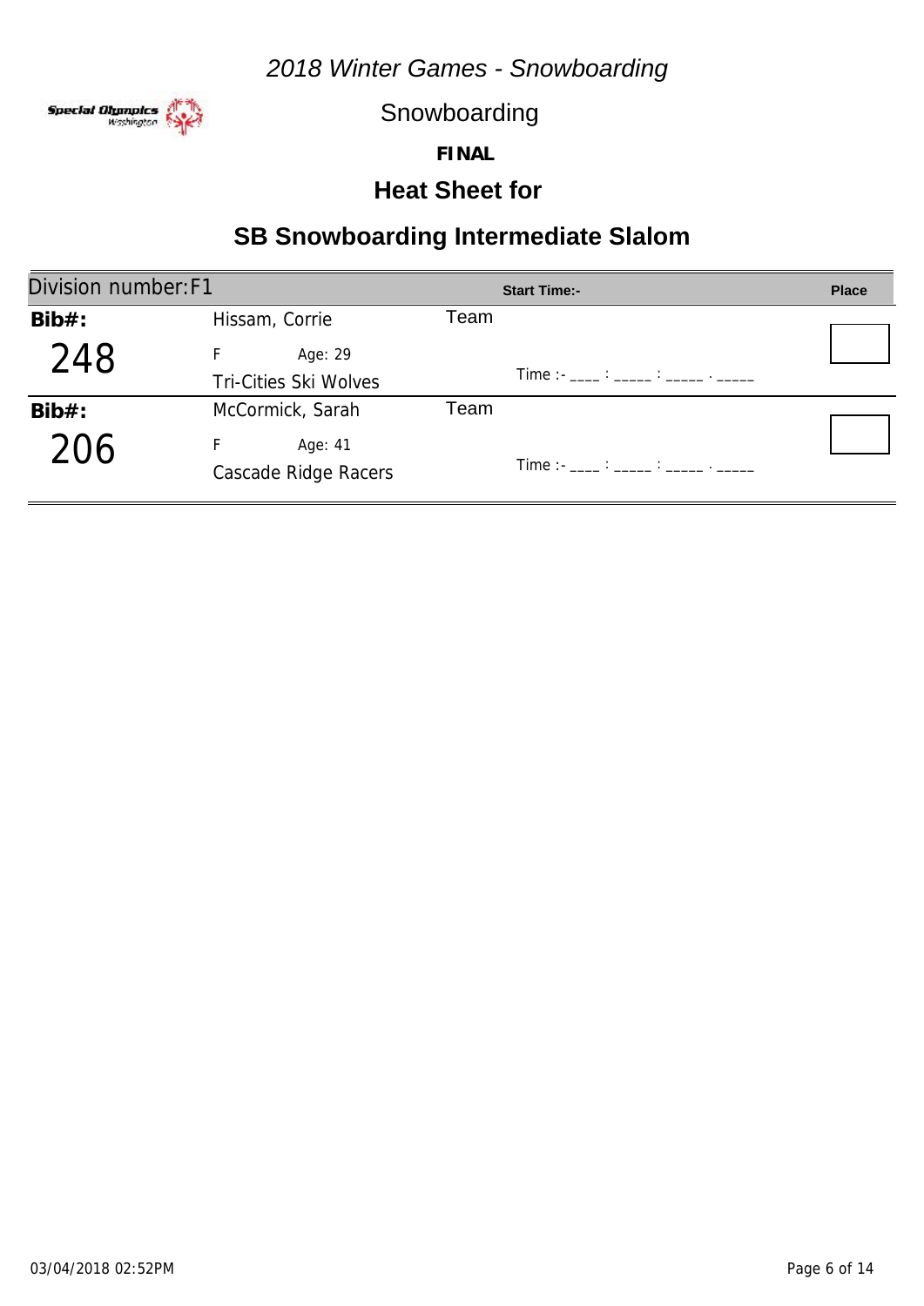*2018 Winter Games - Snowboarding*

Snowboarding

**FINAL**

## Heat Sheet for

# SB Snowboarding Intermediate Slalom

| Division number:F1 | | | Start Time:- | Place |
|---|---|---|---|---|
| **Bib#:** 248 | Hissam, Corrie<br>F Age: 29<br>Tri-Cities Ski Wolves | Team | Time :- ____ : _____ : _____ . _____ | |
| **Bib#:** 206 | McCormick, Sarah<br>F Age: 41<br>Cascade Ridge Racers | Team | Time :- ____ : _____ : _____ . _____ | |

03/04/2018 02:52PM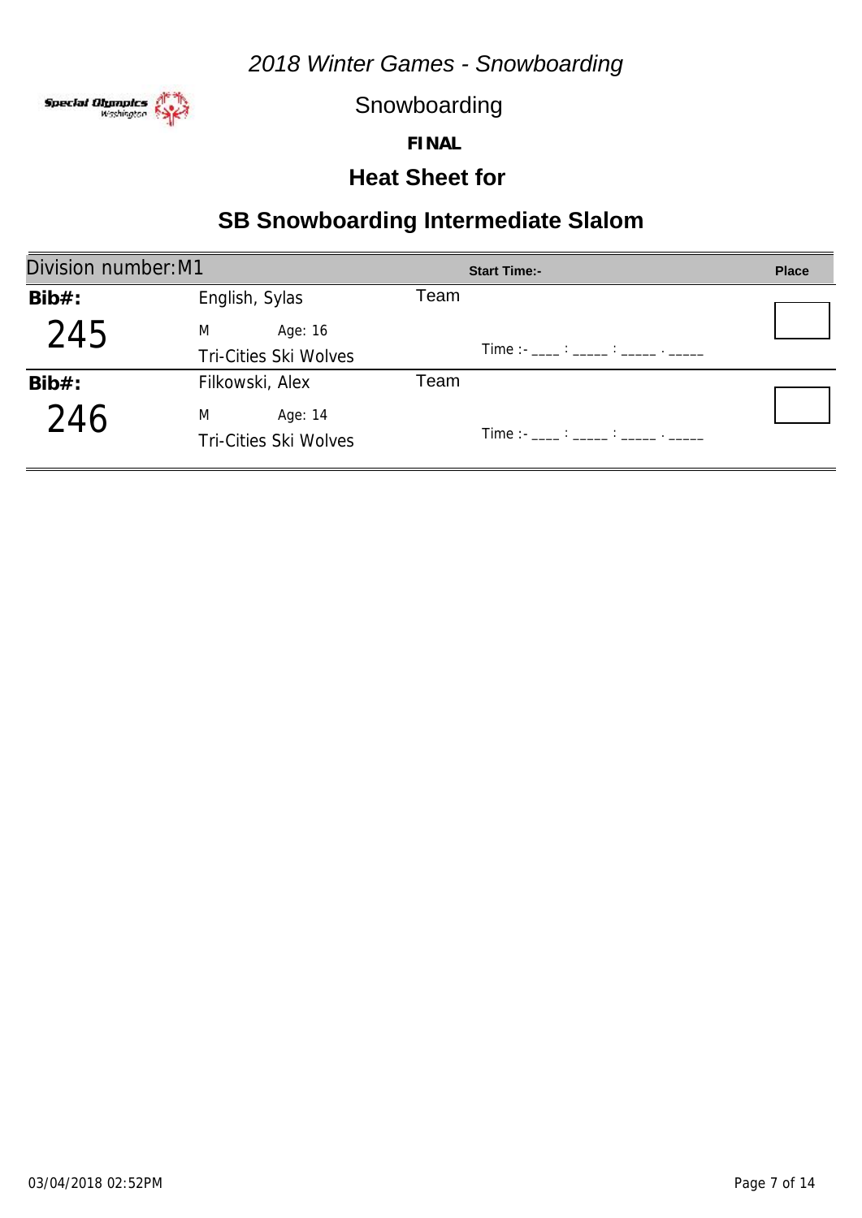# 2018 Winter Games - Snowboarding

## Snowboarding

**FINAL**

## Heat Sheet for

## SB Snowboarding Intermediate Slalom

| Division number: M1 | | Start Time:- | Place |
|---|---|---|---|
| **Bib#:** 245 | English, Sylas<br>M Age: 16<br>Tri-Cities Ski Wolves | Team<br>Time :- ____ : _____ : _____ . _____ | |
| **Bib#:** 246 | Filkowski, Alex<br>M Age: 14<br>Tri-Cities Ski Wolves | Team<br>Time :- ____ : _____ : _____ . _____ | |

03/04/2018 02:52PM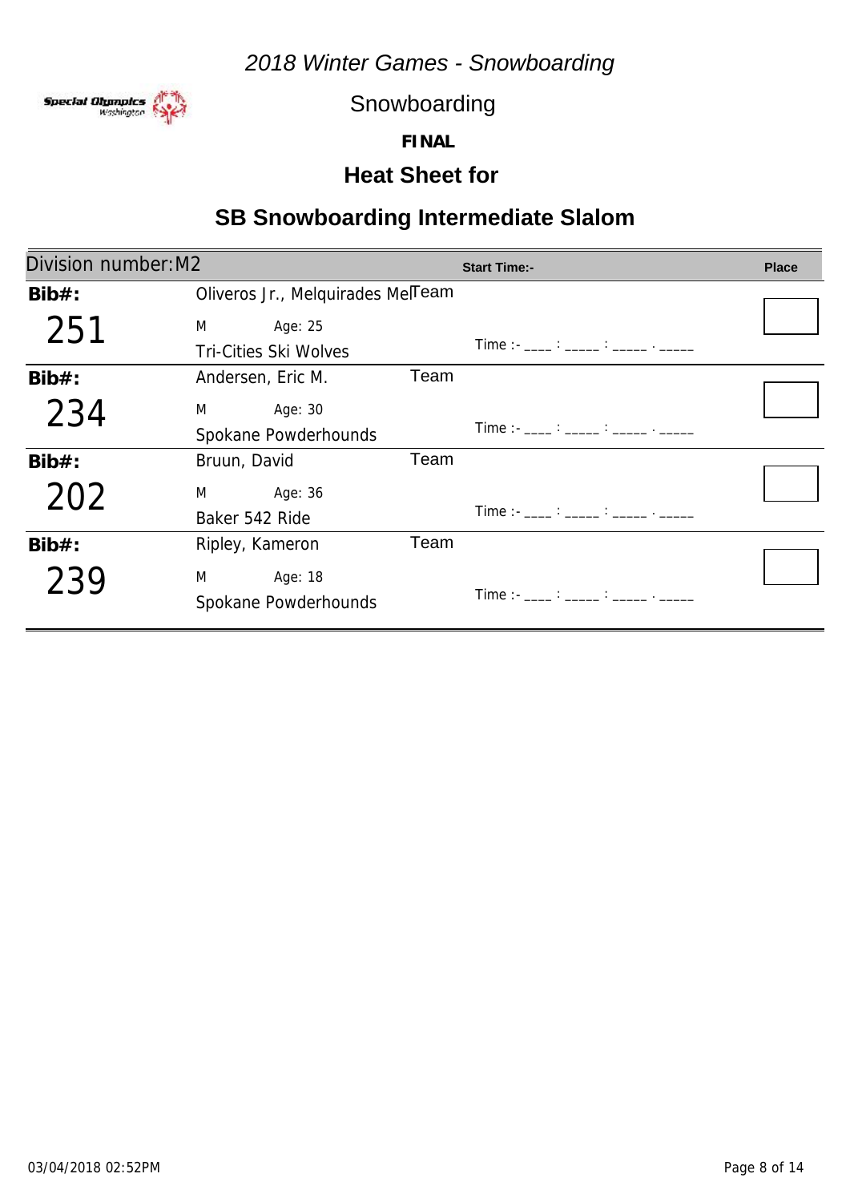*2018 Winter Games - Snowboarding*

Snowboarding

**FINAL**

## Heat Sheet for

# SB Snowboarding Intermediate Slalom

| Division number: M2 | | Start Time:- | Place |
|---|---|---|---|
| **Bib#:** 251 | Oliveros Jr., Melquirades Mel<br>M Age: 25<br>Tri-Cities Ski Wolves | Team<br>Time :- ____ : _____ : _____ . _____ | |
| **Bib#:** 234 | Andersen, Eric M.<br>M Age: 30<br>Spokane Powderhounds | Team<br>Time :- ____ : _____ : _____ . _____ | |
| **Bib#:** 202 | Bruun, David<br>M Age: 36<br>Baker 542 Ride | Team<br>Time :- ____ : _____ : _____ . _____ | |
| **Bib#:** 239 | Ripley, Kameron<br>M Age: 18<br>Spokane Powderhounds | Team<br>Time :- ____ : _____ : _____ . _____ | |

03/04/2018 02:52PM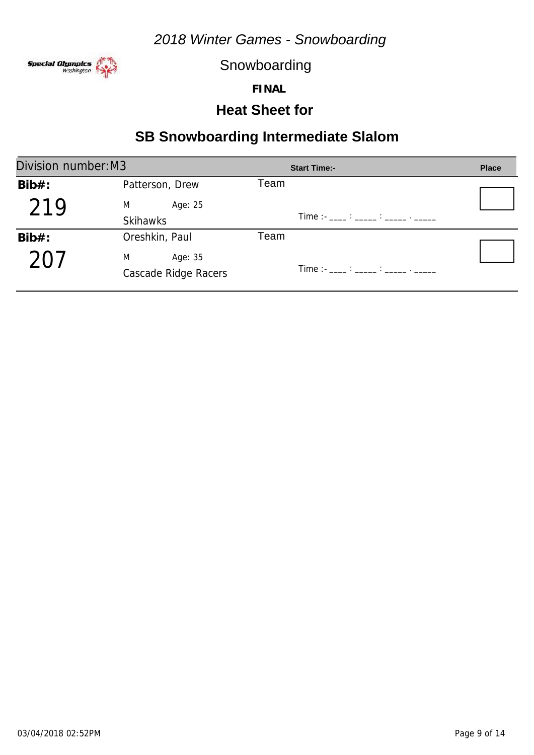*2018 Winter Games - Snowboarding*

Snowboarding

**FINAL**

## Heat Sheet for

# SB Snowboarding Intermediate Slalom

| Division number: M3 | | Start Time:- | Place |
|---|---|---|---|
| **Bib#:** 219 | Patterson, Drew<br>M Age: 25<br>Skihawks | Team<br>Time :- ____ : _____ : _____ . _____ | |
| **Bib#:** 207 | Oreshkin, Paul<br>M Age: 35<br>Cascade Ridge Racers | Team<br>Time :- ____ : _____ : _____ . _____ | |

03/04/2018 02:52PM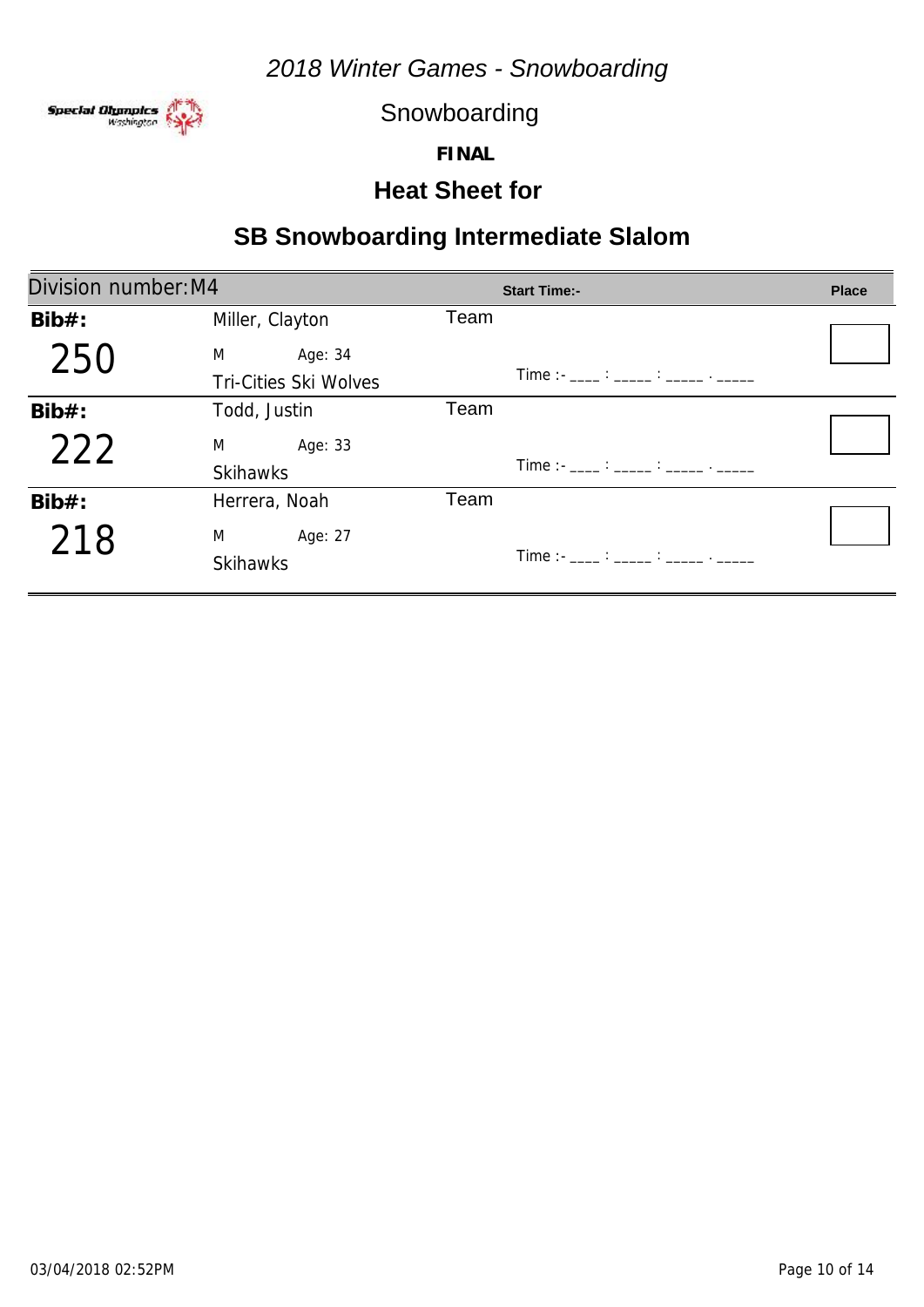# 2018 Winter Games - Snowboarding

## Snowboarding

**FINAL**

## Heat Sheet for

## SB Snowboarding Intermediate Slalom

| Division number: M4 | | | Start Time:- | Place |
|---|---|---|---|---|
| **Bib#:** 250 | Miller, Clayton<br>M Age: 34<br>Tri-Cities Ski Wolves | Team | Time :- ____ : _____ : _____ . _____ | |
| **Bib#:** 222 | Todd, Justin<br>M Age: 33<br>Skihawks | Team | Time :- ____ : _____ : _____ . _____ | |
| **Bib#:** 218 | Herrera, Noah<br>M Age: 27<br>Skihawks | Team | Time :- ____ : _____ : _____ . _____ | |

03/04/2018 02:52PM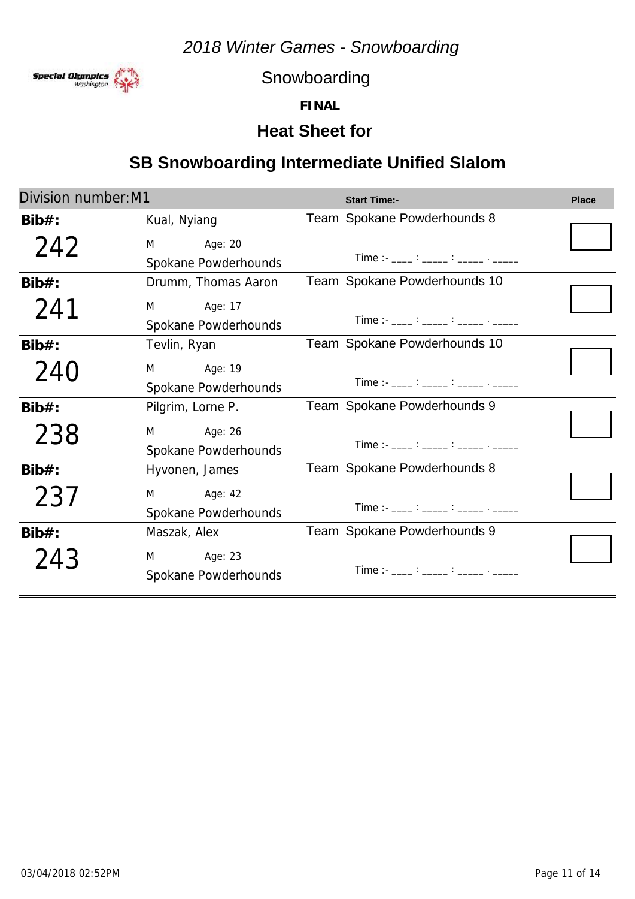# 2018 Winter Games - Snowboarding

Special Olympics Washington

## Snowboarding

**FINAL**

## Heat Sheet for

## SB Snowboarding Intermediate Unified Slalom

| Division number: M1 | | Start Time:- | Place |
|---|---|---|---|
| **Bib#:** 242 | Kual, Nyiang<br>M Age: 20<br>Spokane Powderhounds | Team Spokane Powderhounds 8<br>Time :- ____ : _____ : _____ . _____ | |
| **Bib#:** 241 | Drumm, Thomas Aaron<br>M Age: 17<br>Spokane Powderhounds | Team Spokane Powderhounds 10<br>Time :- ____ : _____ : _____ . _____ | |
| **Bib#:** 240 | Tevlin, Ryan<br>M Age: 19<br>Spokane Powderhounds | Team Spokane Powderhounds 10<br>Time :- ____ : _____ : _____ . _____ | |
| **Bib#:** 238 | Pilgrim, Lorne P.<br>M Age: 26<br>Spokane Powderhounds | Team Spokane Powderhounds 9<br>Time :- ____ : _____ : _____ . _____ | |
| **Bib#:** 237 | Hyvonen, James<br>M Age: 42<br>Spokane Powderhounds | Team Spokane Powderhounds 8<br>Time :- ____ : _____ : _____ . _____ | |
| **Bib#:** 243 | Maszak, Alex<br>M Age: 23<br>Spokane Powderhounds | Team Spokane Powderhounds 9<br>Time :- ____ : _____ : _____ . _____ | |

03/04/2018 02:52PM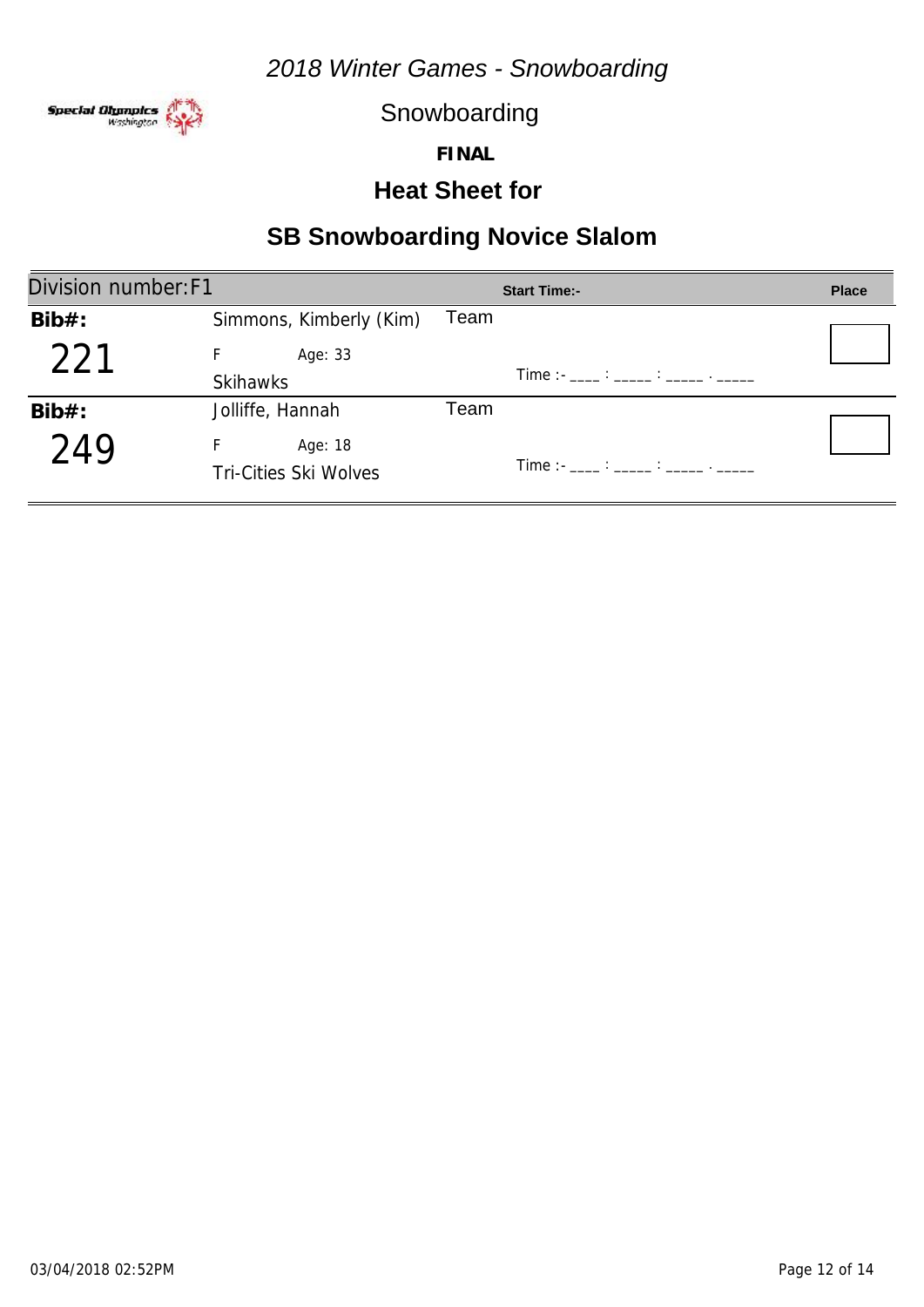*2018 Winter Games - Snowboarding*

Snowboarding

**FINAL**

## Heat Sheet for

# SB Snowboarding Novice Slalom

| Division number: F1 | | Start Time:- | Place |
|---|---|---|---|
| **Bib#:** 221 | Simmons, Kimberly (Kim)<br>F Age: 33<br>Skihawks | Team<br>Time :- ____ : _____ : _____ . _____ | |
| **Bib#:** 249 | Jolliffe, Hannah<br>F Age: 18<br>Tri-Cities Ski Wolves | Team<br>Time :- ____ : _____ : _____ . _____ | |

03/04/2018 02:52PM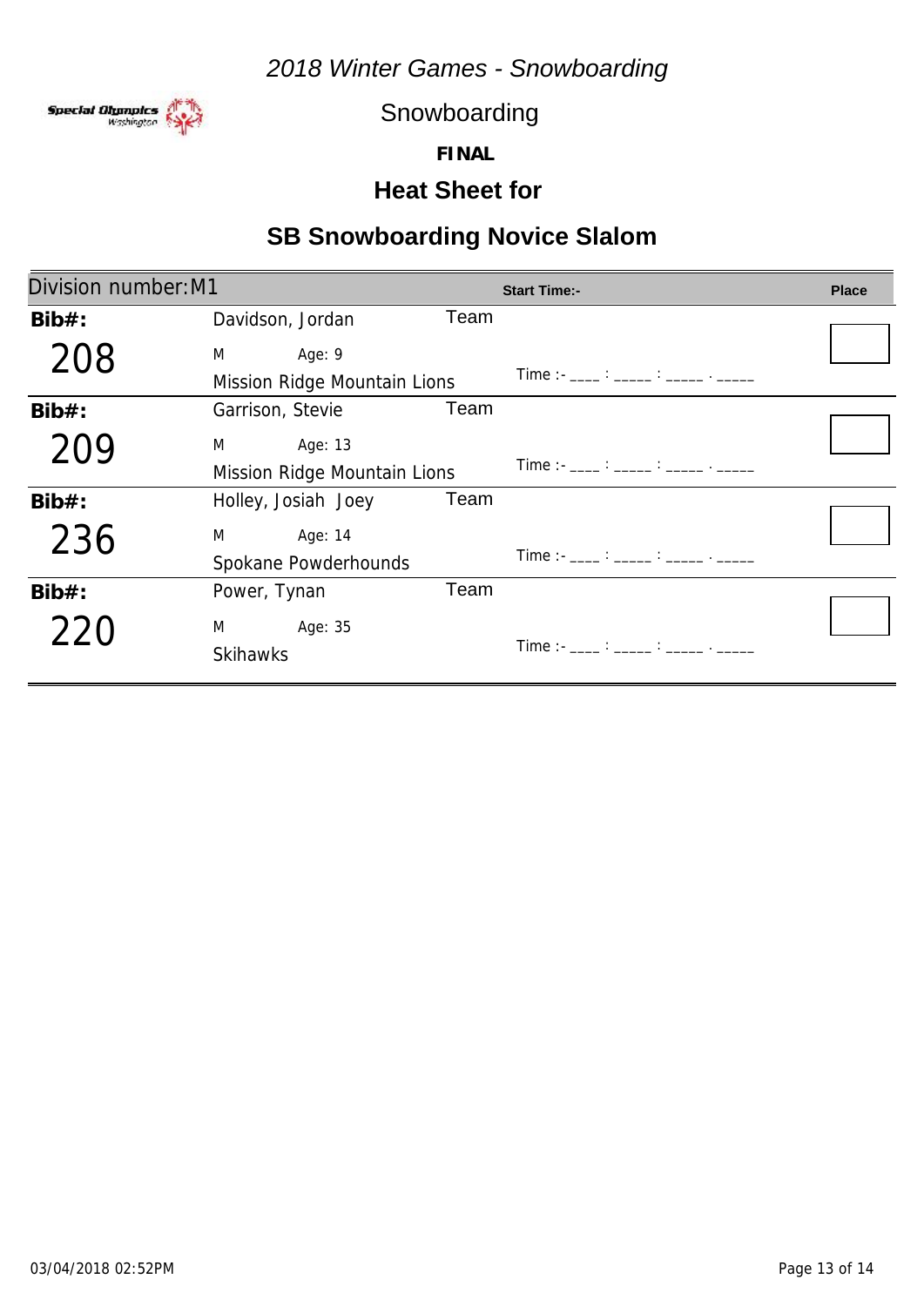*2018 Winter Games - Snowboarding*

Special Olympics Washington

Snowboarding

**FINAL**

## Heat Sheet for

# SB Snowboarding Novice Slalom

| Division number: M1 | | | Start Time:- | Place |
|---|---|---|---|---|
| **Bib#:** 208 | Davidson, Jordan<br>M Age: 9<br>Mission Ridge Mountain Lions | Team | Time :- ____ : _____ : _____ . _____ | |
| **Bib#:** 209 | Garrison, Stevie<br>M Age: 13<br>Mission Ridge Mountain Lions | Team | Time :- ____ : _____ : _____ . _____ | |
| **Bib#:** 236 | Holley, Josiah Joey<br>M Age: 14<br>Spokane Powderhounds | Team | Time :- ____ : _____ : _____ . _____ | |
| **Bib#:** 220 | Power, Tynan<br>M Age: 35<br>Skihawks | Team | Time :- ____ : _____ : _____ . _____ | |

03/04/2018 02:52PM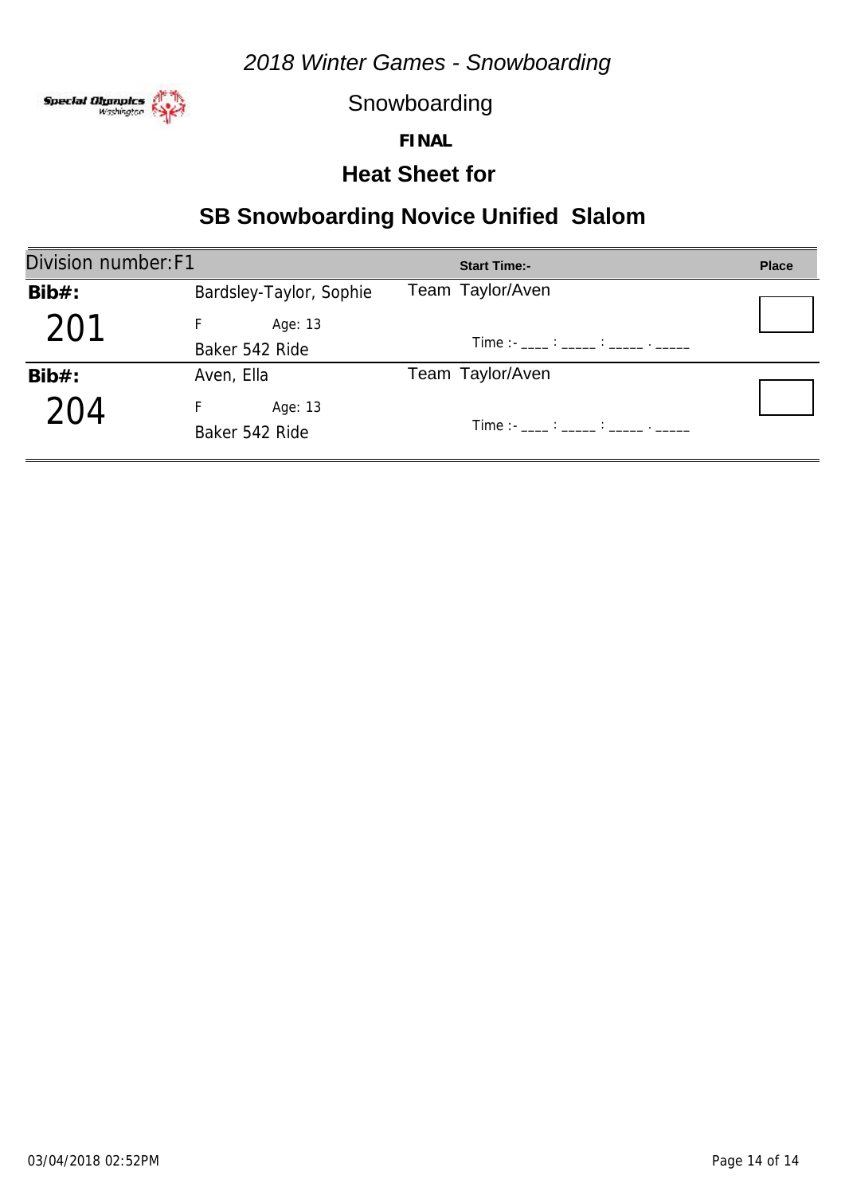*2018 Winter Games - Snowboarding*

Special Olympics Washington

Snowboarding

***FINAL***

## Heat Sheet for

## SB Snowboarding Novice Unified Slalom

| Division number:F1 | | Start Time:- | Place |
|---|---|---|---|
| **Bib#:** 201 | Bardsley-Taylor, Sophie<br>F Age: 13<br>Baker 542 Ride | Team Taylor/Aven<br>Time :- ____ : _____ : _____ . _____ | |
| **Bib#:** 204 | Aven, Ella<br>F Age: 13<br>Baker 542 Ride | Team Taylor/Aven<br>Time :- ____ : _____ : _____ . _____ | |

03/04/2018 02:52PM